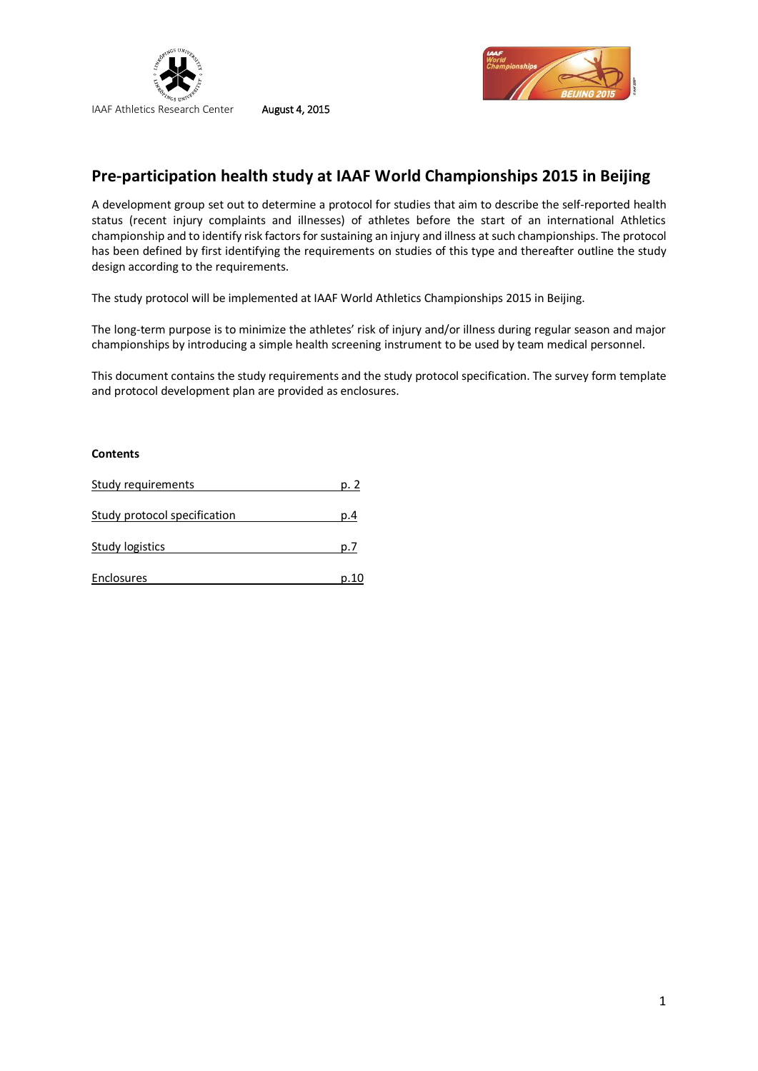IAAF Athletics Research Center August 4, 2015

# Pre-participation health study at IAAF World Championships 2015 in Beijing

A development group set out to determine a protocol for studies that aim to describe the self-reported health status (recent injury complaints and illnesses) of athletes before the start of an international Athletics championship and to identify risk factors for sustaining an injury and illness at such championships. The protocol has been defined by first identifying the requirements on studies of this type and thereafter outline the study design according to the requirements.

The study protocol will be implemented at IAAF World Athletics Championships 2015 in Beijing.

The long-term purpose is to minimize the athletes' risk of injury and/or illness during regular season and major championships by introducing a simple health screening instrument to be used by team medical personnel.

This document contains the study requirements and the study protocol specification. The survey form template and protocol development plan are provided as enclosures.

**Contents**

| | |
|---|---|
| Study requirements | p. 2 |
| Study protocol specification | p.4 |
| Study logistics | p.7 |
| Enclosures | p.10 |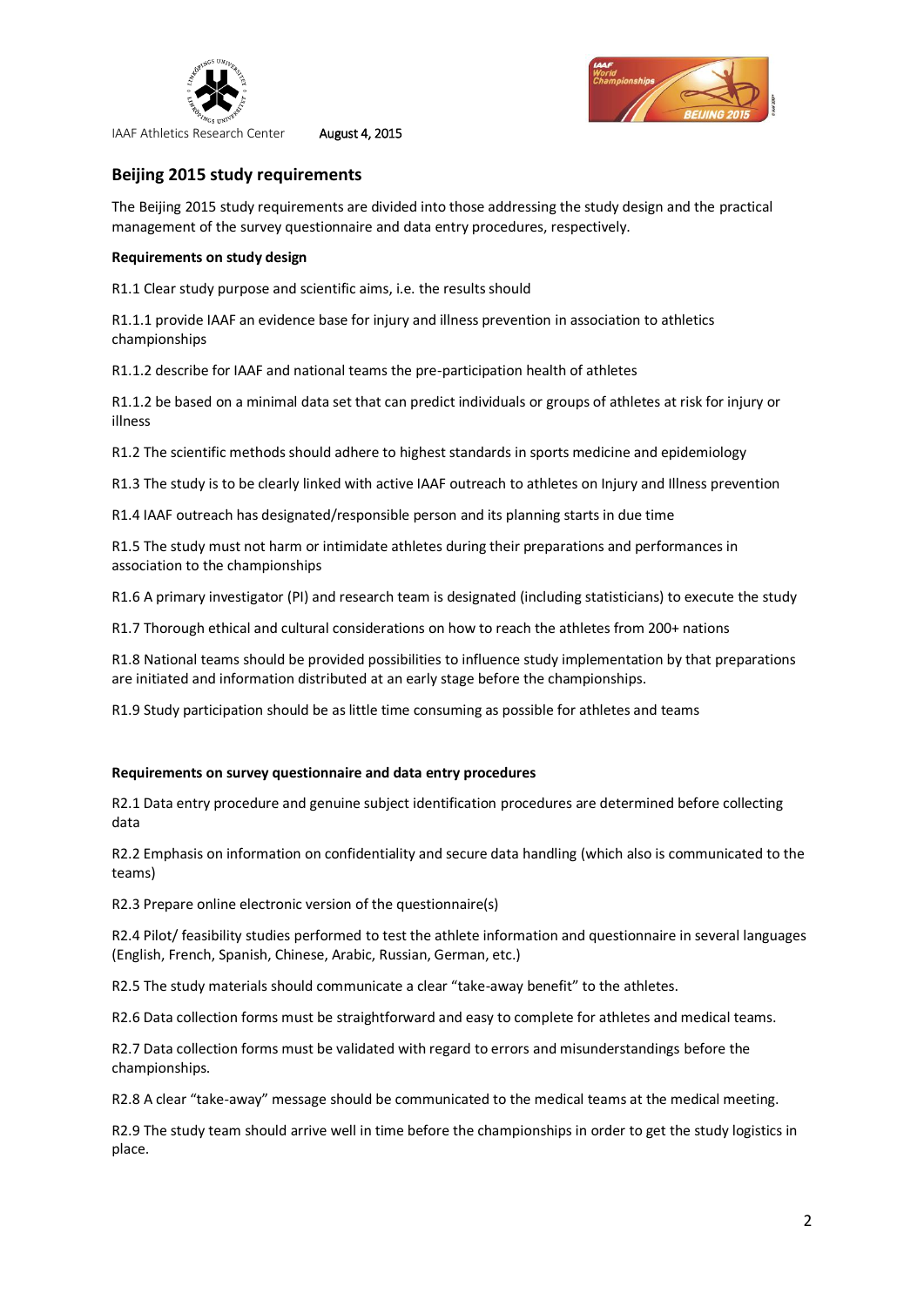IAAF Athletics Research Center August 4, 2015

## Beijing 2015 study requirements

The Beijing 2015 study requirements are divided into those addressing the study design and the practical management of the survey questionnaire and data entry procedures, respectively.

**Requirements on study design**

R1.1 Clear study purpose and scientific aims, i.e. the results should

R1.1.1 provide IAAF an evidence base for injury and illness prevention in association to athletics championships

R1.1.2 describe for IAAF and national teams the pre-participation health of athletes

R1.1.2 be based on a minimal data set that can predict individuals or groups of athletes at risk for injury or illness

R1.2 The scientific methods should adhere to highest standards in sports medicine and epidemiology

R1.3 The study is to be clearly linked with active IAAF outreach to athletes on Injury and Illness prevention

R1.4 IAAF outreach has designated/responsible person and its planning starts in due time

R1.5 The study must not harm or intimidate athletes during their preparations and performances in association to the championships

R1.6 A primary investigator (PI) and research team is designated (including statisticians) to execute the study

R1.7 Thorough ethical and cultural considerations on how to reach the athletes from 200+ nations

R1.8 National teams should be provided possibilities to influence study implementation by that preparations are initiated and information distributed at an early stage before the championships.

R1.9 Study participation should be as little time consuming as possible for athletes and teams

**Requirements on survey questionnaire and data entry procedures**

R2.1 Data entry procedure and genuine subject identification procedures are determined before collecting data

R2.2 Emphasis on information on confidentiality and secure data handling (which also is communicated to the teams)

R2.3 Prepare online electronic version of the questionnaire(s)

R2.4 Pilot/ feasibility studies performed to test the athlete information and questionnaire in several languages (English, French, Spanish, Chinese, Arabic, Russian, German, etc.)

R2.5 The study materials should communicate a clear "take-away benefit" to the athletes.

R2.6 Data collection forms must be straightforward and easy to complete for athletes and medical teams.

R2.7 Data collection forms must be validated with regard to errors and misunderstandings before the championships.

R2.8 A clear "take-away" message should be communicated to the medical teams at the medical meeting.

R2.9 The study team should arrive well in time before the championships in order to get the study logistics in place.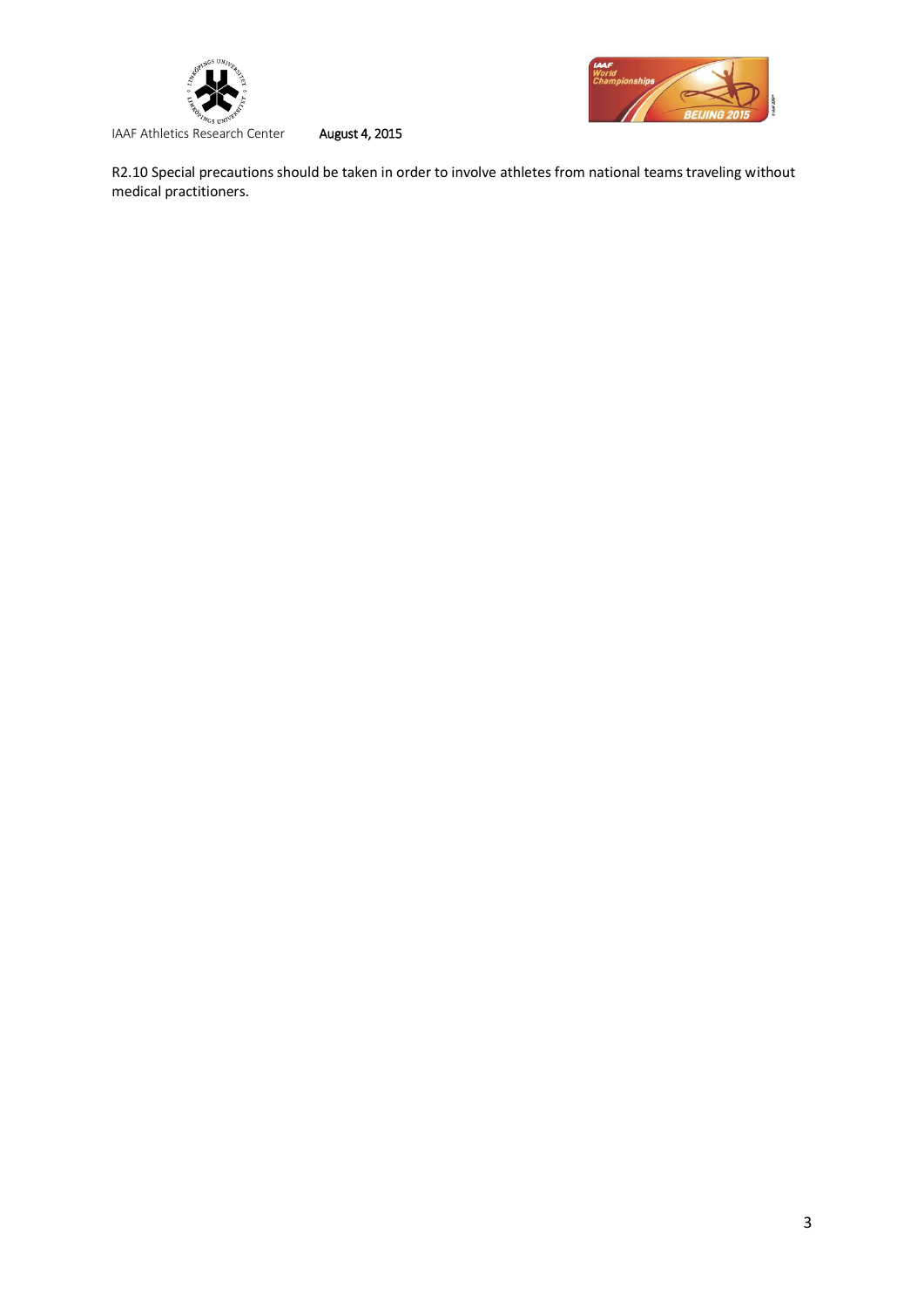R2.10 Special precautions should be taken in order to involve athletes from national teams traveling without medical practitioners.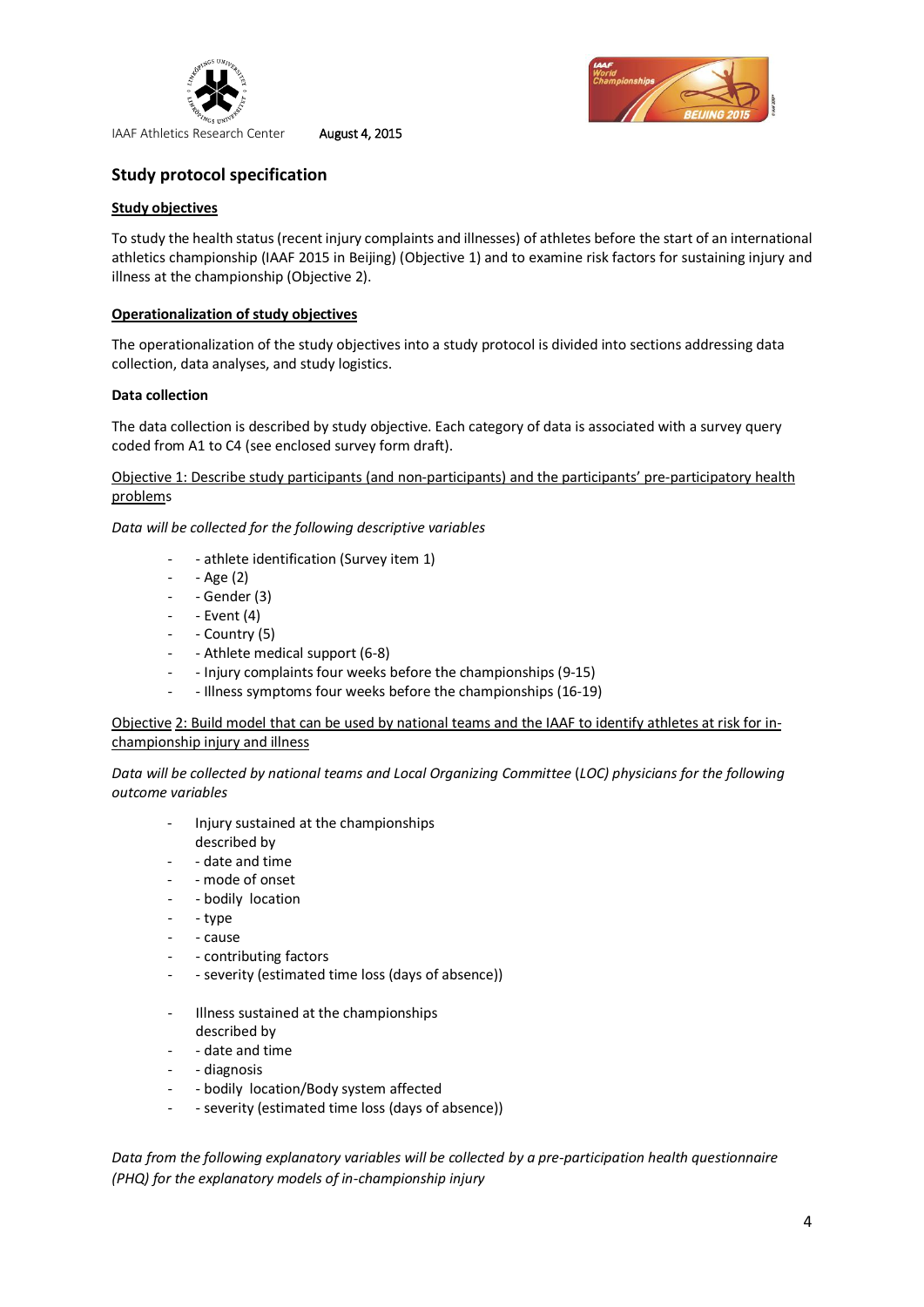IAAF Athletics Research Center August 4, 2015

## Study protocol specification

### Study objectives

To study the health status (recent injury complaints and illnesses) of athletes before the start of an international athletics championship (IAAF 2015 in Beijing) (Objective 1) and to examine risk factors for sustaining injury and illness at the championship (Objective 2).

### Operationalization of study objectives

The operationalization of the study objectives into a study protocol is divided into sections addressing data collection, data analyses, and study logistics.

**Data collection**

The data collection is described by study objective. Each category of data is associated with a survey query coded from A1 to C4 (see enclosed survey form draft).

Objective 1: Describe study participants (and non-participants) and the participants' pre-participatory health problems

*Data will be collected for the following descriptive variables*

- - athlete identification (Survey item 1)
- - Age (2)
- - Gender (3)
- - Event (4)
- - Country (5)
- - Athlete medical support (6-8)
- - Injury complaints four weeks before the championships (9-15)
- - Illness symptoms four weeks before the championships (16-19)

Objective 2: Build model that can be used by national teams and the IAAF to identify athletes at risk for in-championship injury and illness

*Data will be collected by national teams and Local Organizing Committee (LOC) physicians for the following outcome variables*

- Injury sustained at the championships described by
- - date and time
- - mode of onset
- - bodily location
- - type
- - cause
- - contributing factors
- - severity (estimated time loss (days of absence))

- Illness sustained at the championships described by
- - date and time
- - diagnosis
- - bodily location/Body system affected
- - severity (estimated time loss (days of absence))

*Data from the following explanatory variables will be collected by a pre-participation health questionnaire (PHQ) for the explanatory models of in-championship injury*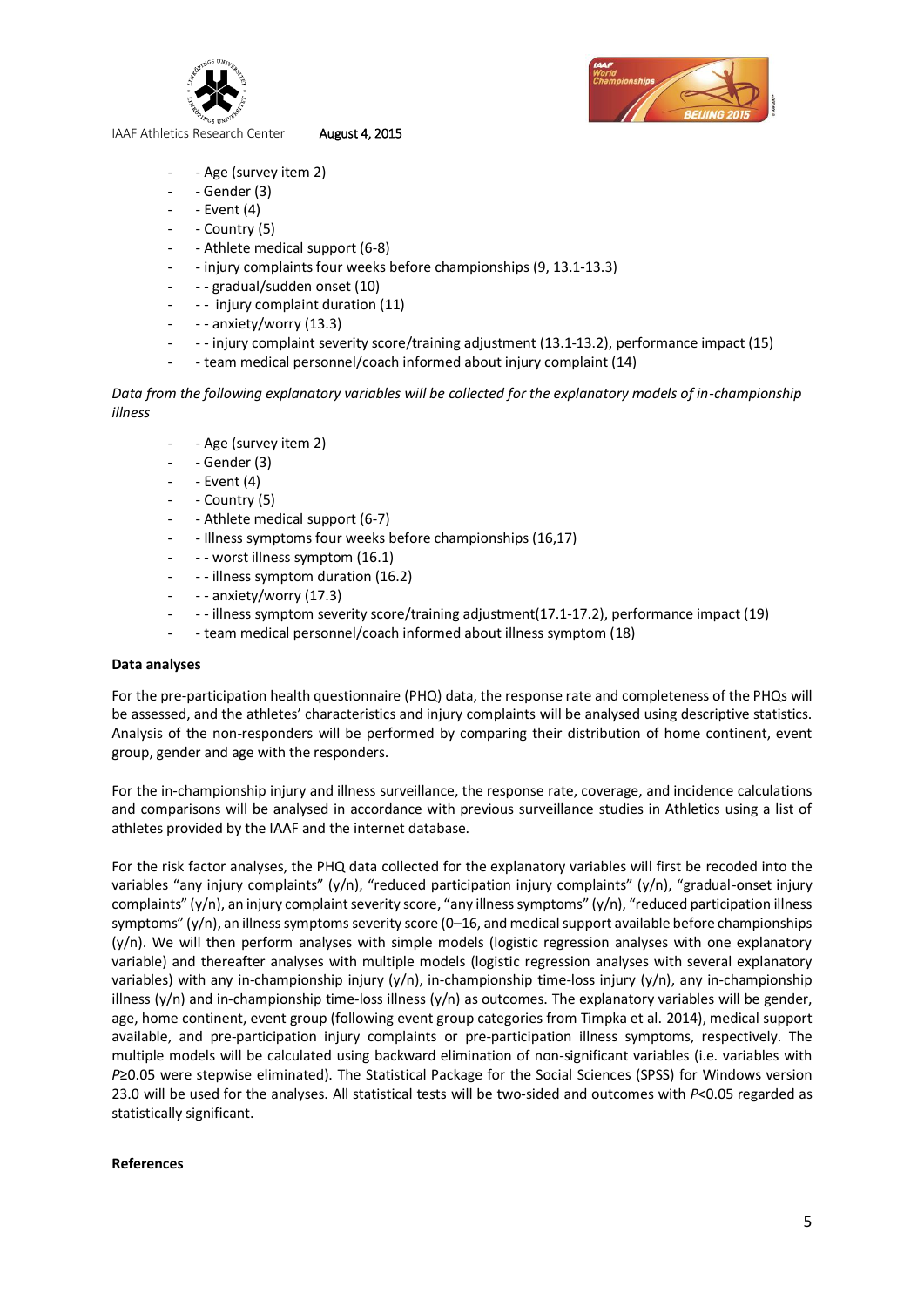- - Age (survey item 2)
- - Gender (3)
- - Event (4)
- - Country (5)
- - Athlete medical support (6-8)
- - injury complaints four weeks before championships (9, 13.1-13.3)
- - - gradual/sudden onset (10)
- - - injury complaint duration (11)
- - - anxiety/worry (13.3)
- - - injury complaint severity score/training adjustment (13.1-13.2), performance impact (15)
- - team medical personnel/coach informed about injury complaint (14)

*Data from the following explanatory variables will be collected for the explanatory models of in-championship illness*

- - Age (survey item 2)
- - Gender (3)
- - Event (4)
- - Country (5)
- - Athlete medical support (6-7)
- - Illness symptoms four weeks before championships (16,17)
- - - worst illness symptom (16.1)
- - - illness symptom duration (16.2)
- - - anxiety/worry (17.3)
- - - illness symptom severity score/training adjustment(17.1-17.2), performance impact (19)
- - team medical personnel/coach informed about illness symptom (18)

**Data analyses**

For the pre-participation health questionnaire (PHQ) data, the response rate and completeness of the PHQs will be assessed, and the athletes' characteristics and injury complaints will be analysed using descriptive statistics. Analysis of the non-responders will be performed by comparing their distribution of home continent, event group, gender and age with the responders.

For the in-championship injury and illness surveillance, the response rate, coverage, and incidence calculations and comparisons will be analysed in accordance with previous surveillance studies in Athletics using a list of athletes provided by the IAAF and the internet database.

For the risk factor analyses, the PHQ data collected for the explanatory variables will first be recoded into the variables "any injury complaints" (y/n), "reduced participation injury complaints" (y/n), "gradual-onset injury complaints" (y/n), an injury complaint severity score, "any illness symptoms" (y/n), "reduced participation illness symptoms" (y/n), an illness symptoms severity score (0–16, and medical support available before championships (y/n). We will then perform analyses with simple models (logistic regression analyses with one explanatory variable) and thereafter analyses with multiple models (logistic regression analyses with several explanatory variables) with any in-championship injury (y/n), in-championship time-loss injury (y/n), any in-championship illness (y/n) and in-championship time-loss illness (y/n) as outcomes. The explanatory variables will be gender, age, home continent, event group (following event group categories from Timpka et al. 2014), medical support available, and pre-participation injury complaints or pre-participation illness symptoms, respectively. The multiple models will be calculated using backward elimination of non-significant variables (i.e. variables with $P \geq 0.05$ were stepwise eliminated). The Statistical Package for the Social Sciences (SPSS) for Windows version 23.0 will be used for the analyses. All statistical tests will be two-sided and outcomes with $P<0.05$ regarded as statistically significant.

**References**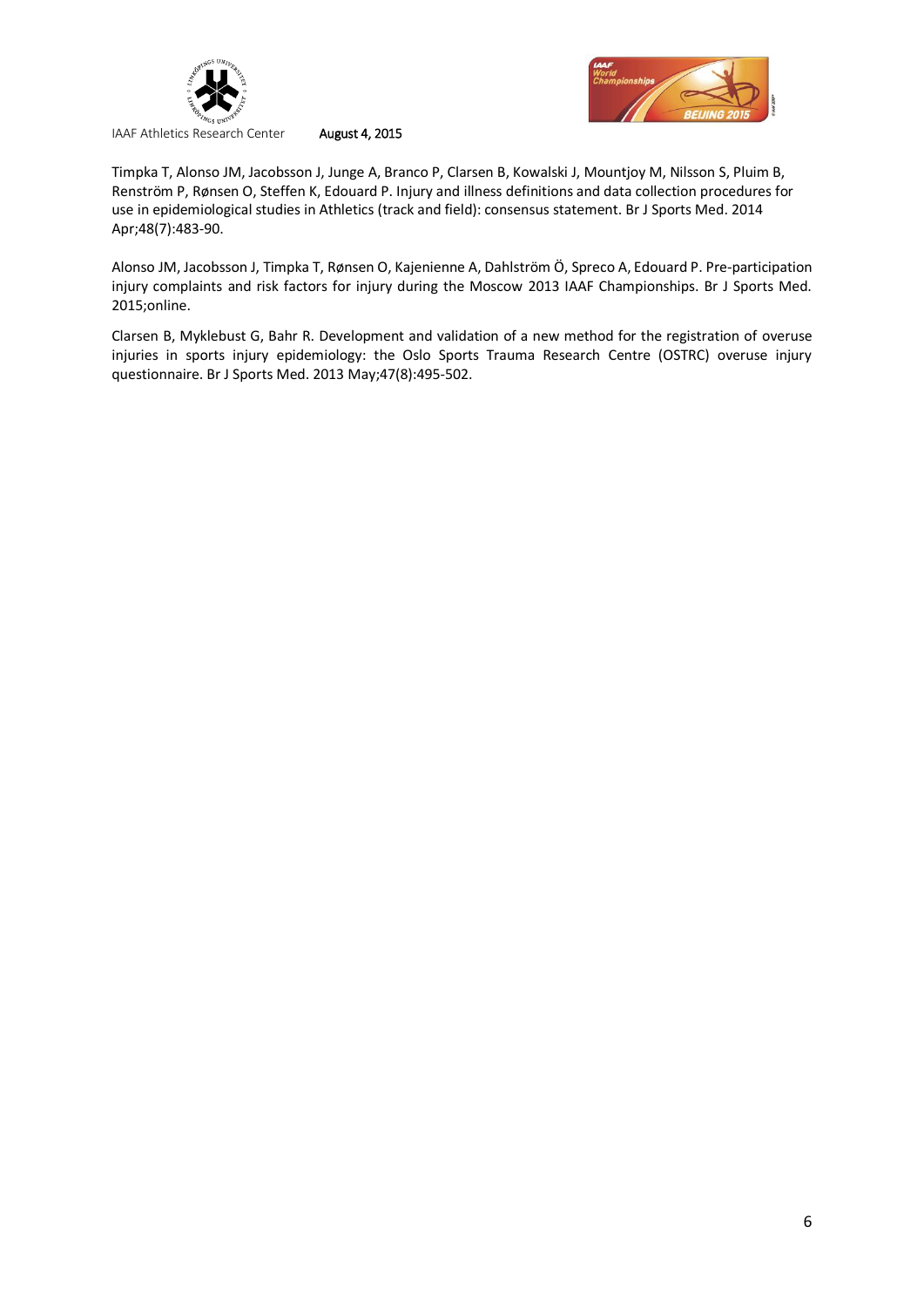Timpka T, Alonso JM, Jacobsson J, Junge A, Branco P, Clarsen B, Kowalski J, Mountjoy M, Nilsson S, Pluim B, Renström P, Rønsen O, Steffen K, Edouard P. Injury and illness definitions and data collection procedures for use in epidemiological studies in Athletics (track and field): consensus statement. Br J Sports Med. 2014 Apr;48(7):483-90.

Alonso JM, Jacobsson J, Timpka T, Rønsen O, Kajenienne A, Dahlström Ö, Spreco A, Edouard P. Pre-participation injury complaints and risk factors for injury during the Moscow 2013 IAAF Championships. Br J Sports Med. 2015;online.

Clarsen B, Myklebust G, Bahr R. Development and validation of a new method for the registration of overuse injuries in sports injury epidemiology: the Oslo Sports Trauma Research Centre (OSTRC) overuse injury questionnaire. Br J Sports Med. 2013 May;47(8):495-502.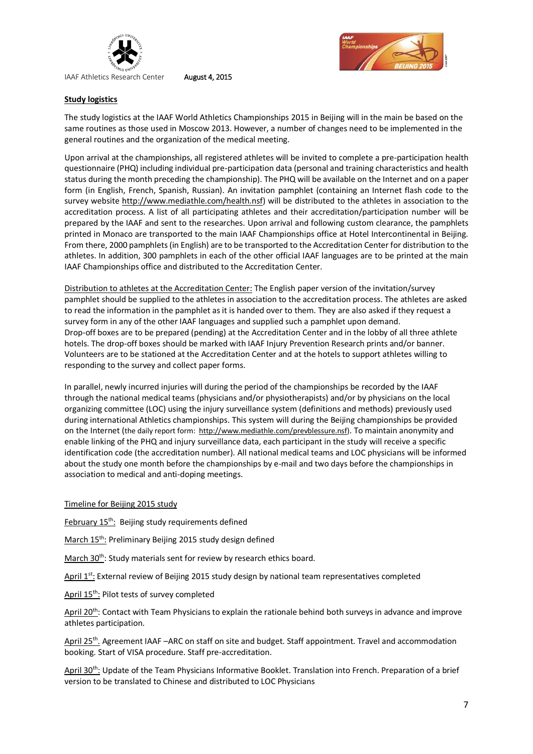IAAF Athletics Research Center August 4, 2015

**Study logistics**

The study logistics at the IAAF World Athletics Championships 2015 in Beijing will in the main be based on the same routines as those used in Moscow 2013. However, a number of changes need to be implemented in the general routines and the organization of the medical meeting.

Upon arrival at the championships, all registered athletes will be invited to complete a pre-participation health questionnaire (PHQ) including individual pre-participation data (personal and training characteristics and health status during the month preceding the championship). The PHQ will be available on the Internet and on a paper form (in English, French, Spanish, Russian). An invitation pamphlet (containing an Internet flash code to the survey website http://www.mediathle.com/health.nsf) will be distributed to the athletes in association to the accreditation process. A list of all participating athletes and their accreditation/participation number will be prepared by the IAAF and sent to the researches. Upon arrival and following custom clearance, the pamphlets printed in Monaco are transported to the main IAAF Championships office at Hotel Intercontinental in Beijing. From there, 2000 pamphlets (in English) are to be transported to the Accreditation Center for distribution to the athletes. In addition, 300 pamphlets in each of the other official IAAF languages are to be printed at the main IAAF Championships office and distributed to the Accreditation Center.

Distribution to athletes at the Accreditation Center: The English paper version of the invitation/survey pamphlet should be supplied to the athletes in association to the accreditation process. The athletes are asked to read the information in the pamphlet as it is handed over to them. They are also asked if they request a survey form in any of the other IAAF languages and supplied such a pamphlet upon demand.
Drop-off boxes are to be prepared (pending) at the Accreditation Center and in the lobby of all three athlete hotels. The drop-off boxes should be marked with IAAF Injury Prevention Research prints and/or banner. Volunteers are to be stationed at the Accreditation Center and at the hotels to support athletes willing to responding to the survey and collect paper forms.

In parallel, newly incurred injuries will during the period of the championships be recorded by the IAAF through the national medical teams (physicians and/or physiotherapists) and/or by physicians on the local organizing committee (LOC) using the injury surveillance system (definitions and methods) previously used during international Athletics championships. This system will during the Beijing championships be provided on the Internet (the daily report form: http://www.mediathle.com/prevblessure.nsf). To maintain anonymity and enable linking of the PHQ and injury surveillance data, each participant in the study will receive a specific identification code (the accreditation number). All national medical teams and LOC physicians will be informed about the study one month before the championships by e-mail and two days before the championships in association to medical and anti-doping meetings.

Timeline for Beijing 2015 study

February 15th: Beijing study requirements defined

March 15th: Preliminary Beijing 2015 study design defined

March 30th: Study materials sent for review by research ethics board.

April 1st: External review of Beijing 2015 study design by national team representatives completed

April 15th: Pilot tests of survey completed

April 20th: Contact with Team Physicians to explain the rationale behind both surveys in advance and improve athletes participation.

April 25th. Agreement IAAF –ARC on staff on site and budget. Staff appointment. Travel and accommodation booking. Start of VISA procedure. Staff pre-accreditation.

April 30th: Update of the Team Physicians Informative Booklet. Translation into French. Preparation of a brief version to be translated to Chinese and distributed to LOC Physicians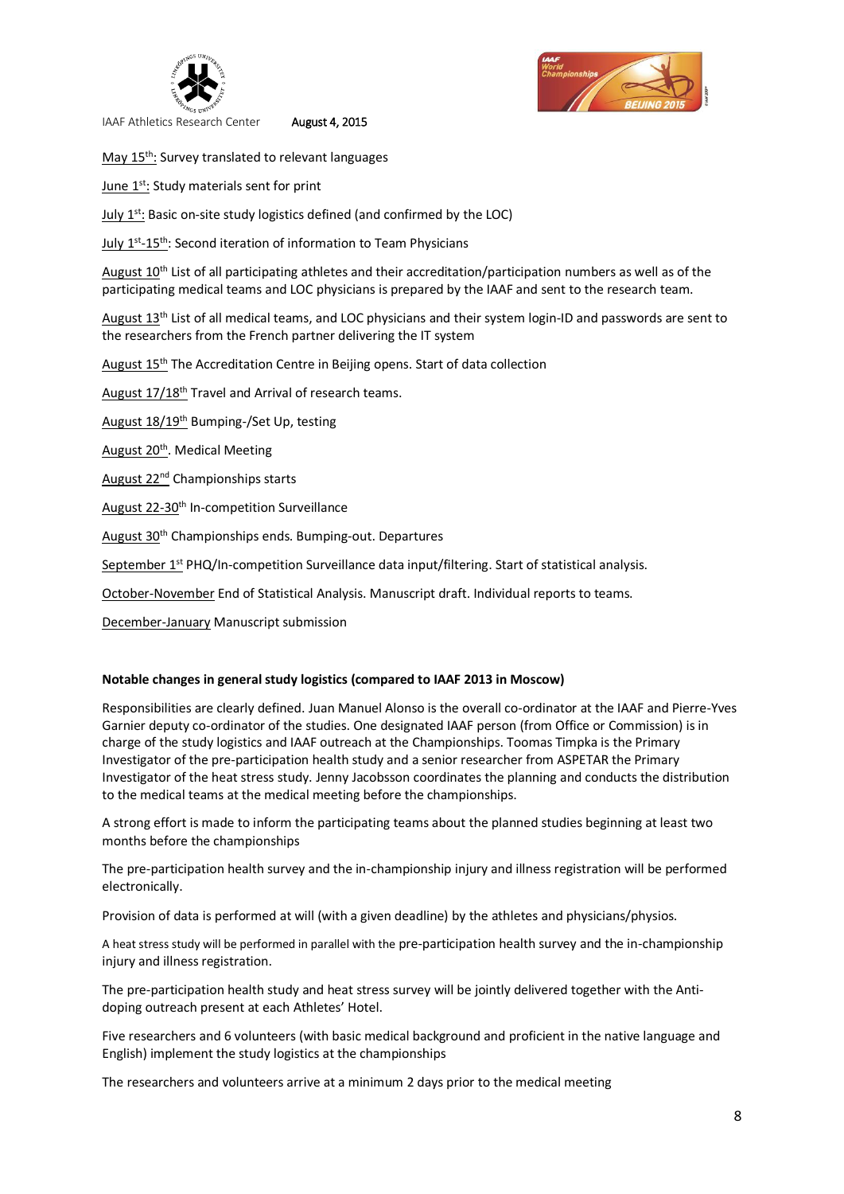IAAF Athletics Research Center August 4, 2015

May 15th: Survey translated to relevant languages

June 1st: Study materials sent for print

July 1st: Basic on-site study logistics defined (and confirmed by the LOC)

July 1st-15th: Second iteration of information to Team Physicians

August 10th List of all participating athletes and their accreditation/participation numbers as well as of the participating medical teams and LOC physicians is prepared by the IAAF and sent to the research team.

August 13th List of all medical teams, and LOC physicians and their system login-ID and passwords are sent to the researchers from the French partner delivering the IT system

August 15th The Accreditation Centre in Beijing opens. Start of data collection

August 17/18th Travel and Arrival of research teams.

August 18/19th Bumping-/Set Up, testing

August 20th. Medical Meeting

August 22nd Championships starts

August 22-30th In-competition Surveillance

August 30th Championships ends. Bumping-out. Departures

September 1st PHQ/In-competition Surveillance data input/filtering. Start of statistical analysis.

October-November End of Statistical Analysis. Manuscript draft. Individual reports to teams.

December-January Manuscript submission

**Notable changes in general study logistics (compared to IAAF 2013 in Moscow)**

Responsibilities are clearly defined. Juan Manuel Alonso is the overall co-ordinator at the IAAF and Pierre-Yves Garnier deputy co-ordinator of the studies. One designated IAAF person (from Office or Commission) is in charge of the study logistics and IAAF outreach at the Championships. Toomas Timpka is the Primary Investigator of the pre-participation health study and a senior researcher from ASPETAR the Primary Investigator of the heat stress study. Jenny Jacobsson coordinates the planning and conducts the distribution to the medical teams at the medical meeting before the championships.

A strong effort is made to inform the participating teams about the planned studies beginning at least two months before the championships

The pre-participation health survey and the in-championship injury and illness registration will be performed electronically.

Provision of data is performed at will (with a given deadline) by the athletes and physicians/physios.

A heat stress study will be performed in parallel with the pre-participation health survey and the in-championship injury and illness registration.

The pre-participation health study and heat stress survey will be jointly delivered together with the Anti-doping outreach present at each Athletes' Hotel.

Five researchers and 6 volunteers (with basic medical background and proficient in the native language and English) implement the study logistics at the championships

The researchers and volunteers arrive at a minimum 2 days prior to the medical meeting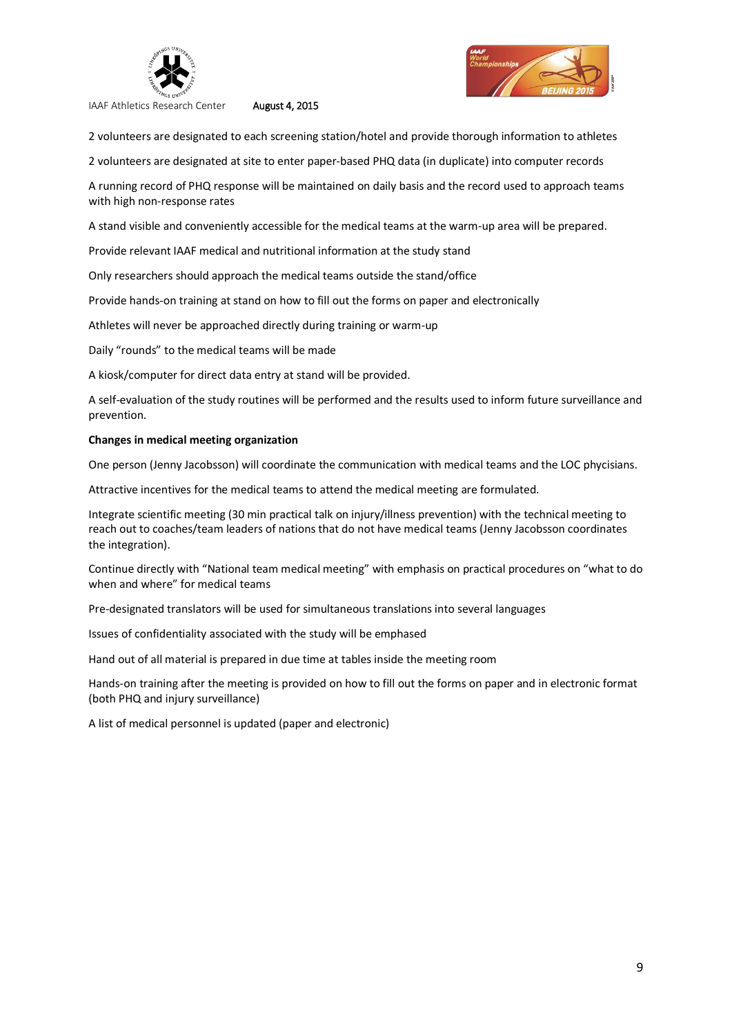2 volunteers are designated to each screening station/hotel and provide thorough information to athletes

2 volunteers are designated at site to enter paper-based PHQ data (in duplicate) into computer records

A running record of PHQ response will be maintained on daily basis and the record used to approach teams with high non-response rates

A stand visible and conveniently accessible for the medical teams at the warm-up area will be prepared.

Provide relevant IAAF medical and nutritional information at the study stand

Only researchers should approach the medical teams outside the stand/office

Provide hands-on training at stand on how to fill out the forms on paper and electronically

Athletes will never be approached directly during training or warm-up

Daily "rounds" to the medical teams will be made

A kiosk/computer for direct data entry at stand will be provided.

A self-evaluation of the study routines will be performed and the results used to inform future surveillance and prevention.

**Changes in medical meeting organization**

One person (Jenny Jacobsson) will coordinate the communication with medical teams and the LOC phycisians.

Attractive incentives for the medical teams to attend the medical meeting are formulated.

Integrate scientific meeting (30 min practical talk on injury/illness prevention) with the technical meeting to reach out to coaches/team leaders of nations that do not have medical teams (Jenny Jacobsson coordinates the integration).

Continue directly with "National team medical meeting" with emphasis on practical procedures on "what to do when and where" for medical teams

Pre-designated translators will be used for simultaneous translations into several languages

Issues of confidentiality associated with the study will be emphased

Hand out of all material is prepared in due time at tables inside the meeting room

Hands-on training after the meeting is provided on how to fill out the forms on paper and in electronic format (both PHQ and injury surveillance)

A list of medical personnel is updated (paper and electronic)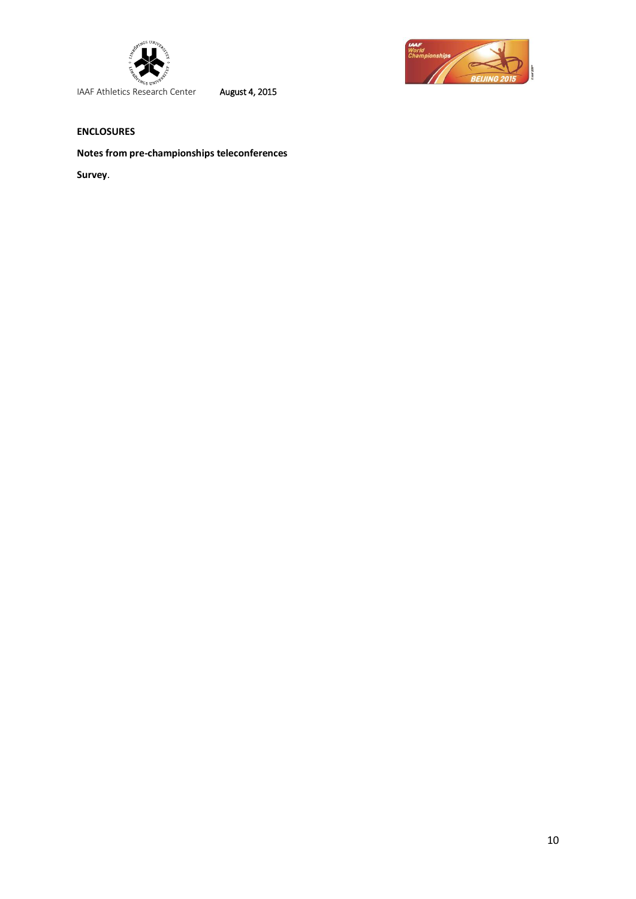**ENCLOSURES**

**Notes from pre-championships teleconferences**

**Survey**.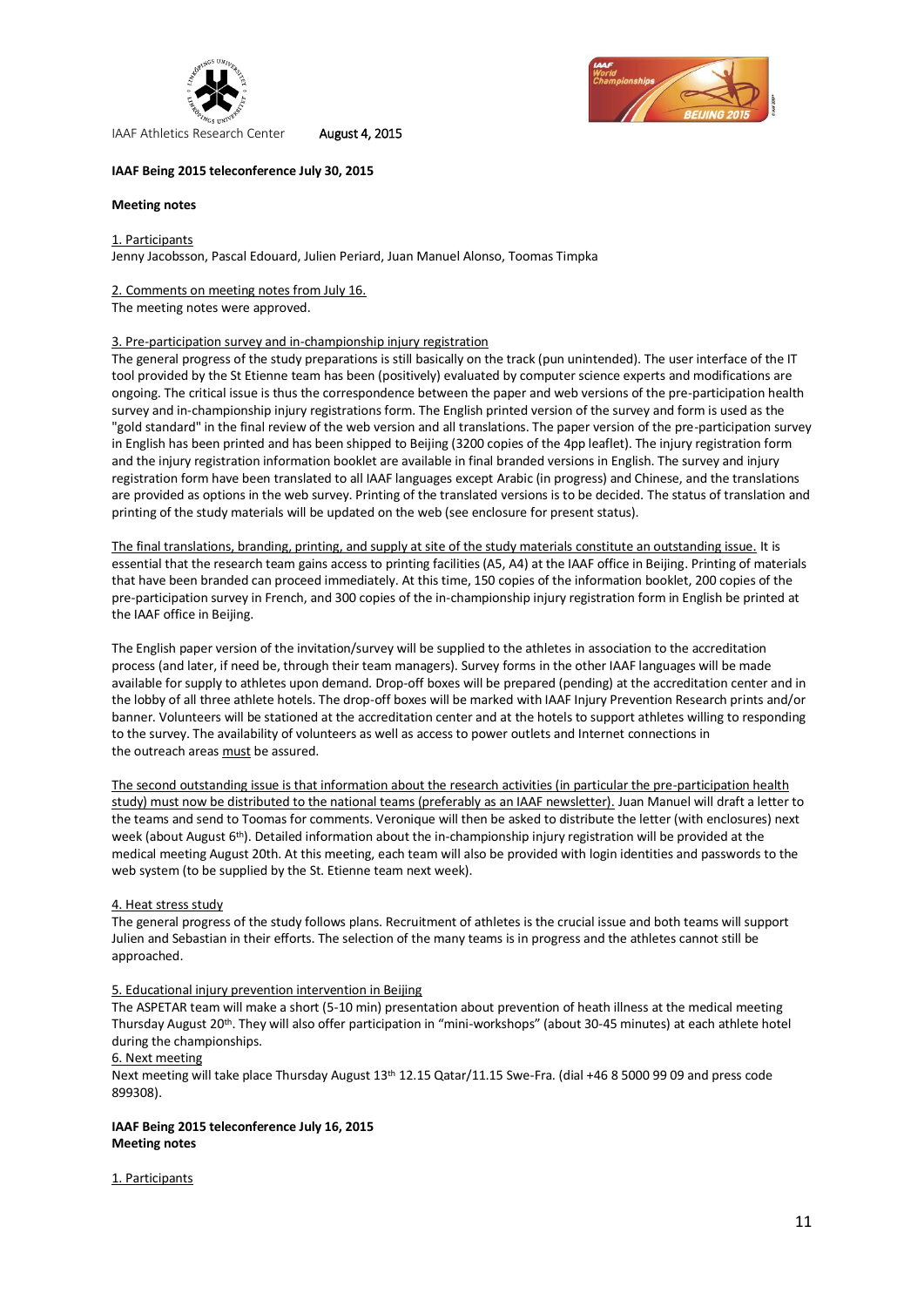IAAF Athletics Research Center August 4, 2015

**IAAF Being 2015 teleconference July 30, 2015**

**Meeting notes**

1. Participants

Jenny Jacobsson, Pascal Edouard, Julien Periard, Juan Manuel Alonso, Toomas Timpka

2. Comments on meeting notes from July 16.

The meeting notes were approved.

3. Pre-participation survey and in-championship injury registration

The general progress of the study preparations is still basically on the track (pun unintended). The user interface of the IT tool provided by the St Etienne team has been (positively) evaluated by computer science experts and modifications are ongoing. The critical issue is thus the correspondence between the paper and web versions of the pre-participation health survey and in-championship injury registrations form. The English printed version of the survey and form is used as the "gold standard" in the final review of the web version and all translations. The paper version of the pre-participation survey in English has been printed and has been shipped to Beijing (3200 copies of the 4pp leaflet). The injury registration form and the injury registration information booklet are available in final branded versions in English. The survey and injury registration form have been translated to all IAAF languages except Arabic (in progress) and Chinese, and the translations are provided as options in the web survey. Printing of the translated versions is to be decided. The status of translation and printing of the study materials will be updated on the web (see enclosure for present status).

The final translations, branding, printing, and supply at site of the study materials constitute an outstanding issue. It is essential that the research team gains access to printing facilities (A5, A4) at the IAAF office in Beijing. Printing of materials that have been branded can proceed immediately. At this time, 150 copies of the information booklet, 200 copies of the pre-participation survey in French, and 300 copies of the in-championship injury registration form in English be printed at the IAAF office in Beijing.

The English paper version of the invitation/survey will be supplied to the athletes in association to the accreditation process (and later, if need be, through their team managers). Survey forms in the other IAAF languages will be made available for supply to athletes upon demand. Drop-off boxes will be prepared (pending) at the accreditation center and in the lobby of all three athlete hotels. The drop-off boxes will be marked with IAAF Injury Prevention Research prints and/or banner. Volunteers will be stationed at the accreditation center and at the hotels to support athletes willing to responding to the survey. The availability of volunteers as well as access to power outlets and Internet connections in the outreach areas must be assured.

The second outstanding issue is that information about the research activities (in particular the pre-participation health study) must now be distributed to the national teams (preferably as an IAAF newsletter). Juan Manuel will draft a letter to the teams and send to Toomas for comments. Veronique will then be asked to distribute the letter (with enclosures) next week (about August 6th). Detailed information about the in-championship injury registration will be provided at the medical meeting August 20th. At this meeting, each team will also be provided with login identities and passwords to the web system (to be supplied by the St. Etienne team next week).

4. Heat stress study

The general progress of the study follows plans. Recruitment of athletes is the crucial issue and both teams will support Julien and Sebastian in their efforts. The selection of the many teams is in progress and the athletes cannot still be approached.

5. Educational injury prevention intervention in Beijing

The ASPETAR team will make a short (5-10 min) presentation about prevention of heath illness at the medical meeting Thursday August 20th. They will also offer participation in "mini-workshops" (about 30-45 minutes) at each athlete hotel during the championships.

6. Next meeting

Next meeting will take place Thursday August 13th 12.15 Qatar/11.15 Swe-Fra. (dial +46 8 5000 99 09 and press code 899308).

**IAAF Being 2015 teleconference July 16, 2015**
**Meeting notes**

1. Participants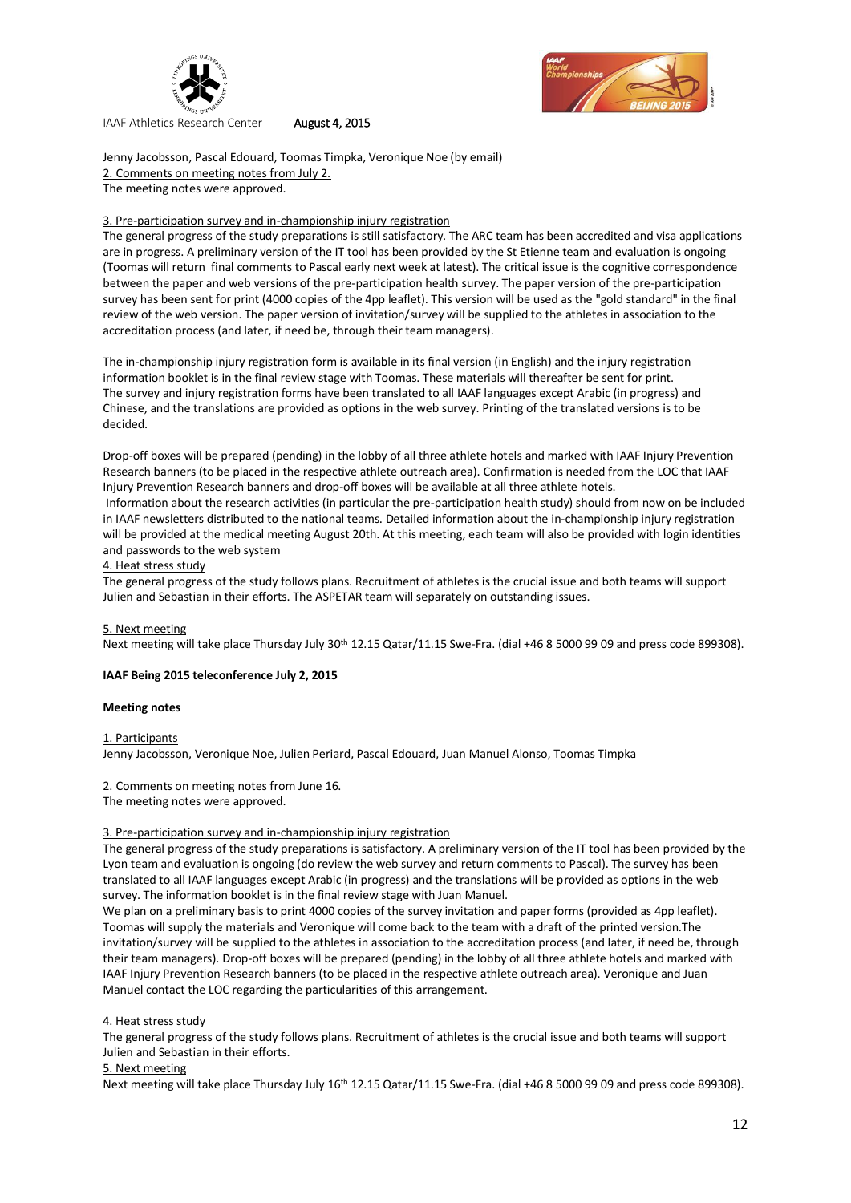IAAF Athletics Research Center August 4, 2015

Jenny Jacobsson, Pascal Edouard, Toomas Timpka, Veronique Noe (by email)

2. Comments on meeting notes from July 2.

The meeting notes were approved.

3. Pre-participation survey and in-championship injury registration

The general progress of the study preparations is still satisfactory. The ARC team has been accredited and visa applications are in progress. A preliminary version of the IT tool has been provided by the St Etienne team and evaluation is ongoing (Toomas will return final comments to Pascal early next week at latest). The critical issue is the cognitive correspondence between the paper and web versions of the pre-participation health survey. The paper version of the pre-participation survey has been sent for print (4000 copies of the 4pp leaflet). This version will be used as the "gold standard" in the final review of the web version. The paper version of invitation/survey will be supplied to the athletes in association to the accreditation process (and later, if need be, through their team managers).

The in-championship injury registration form is available in its final version (in English) and the injury registration information booklet is in the final review stage with Toomas. These materials will thereafter be sent for print. The survey and injury registration forms have been translated to all IAAF languages except Arabic (in progress) and Chinese, and the translations are provided as options in the web survey. Printing of the translated versions is to be decided.

Drop-off boxes will be prepared (pending) in the lobby of all three athlete hotels and marked with IAAF Injury Prevention Research banners (to be placed in the respective athlete outreach area). Confirmation is needed from the LOC that IAAF Injury Prevention Research banners and drop-off boxes will be available at all three athlete hotels.

Information about the research activities (in particular the pre-participation health study) should from now on be included in IAAF newsletters distributed to the national teams. Detailed information about the in-championship injury registration will be provided at the medical meeting August 20th. At this meeting, each team will also be provided with login identities and passwords to the web system

4. Heat stress study

The general progress of the study follows plans. Recruitment of athletes is the crucial issue and both teams will support Julien and Sebastian in their efforts. The ASPETAR team will separately on outstanding issues.

5. Next meeting

Next meeting will take place Thursday July 30th 12.15 Qatar/11.15 Swe-Fra. (dial +46 8 5000 99 09 and press code 899308).

**IAAF Being 2015 teleconference July 2, 2015**

**Meeting notes**

1. Participants

Jenny Jacobsson, Veronique Noe, Julien Periard, Pascal Edouard, Juan Manuel Alonso, Toomas Timpka

2. Comments on meeting notes from June 16.

The meeting notes were approved.

3. Pre-participation survey and in-championship injury registration

The general progress of the study preparations is satisfactory. A preliminary version of the IT tool has been provided by the Lyon team and evaluation is ongoing (do review the web survey and return comments to Pascal). The survey has been translated to all IAAF languages except Arabic (in progress) and the translations will be provided as options in the web survey. The information booklet is in the final review stage with Juan Manuel.

We plan on a preliminary basis to print 4000 copies of the survey invitation and paper forms (provided as 4pp leaflet). Toomas will supply the materials and Veronique will come back to the team with a draft of the printed version.The invitation/survey will be supplied to the athletes in association to the accreditation process (and later, if need be, through their team managers). Drop-off boxes will be prepared (pending) in the lobby of all three athlete hotels and marked with IAAF Injury Prevention Research banners (to be placed in the respective athlete outreach area). Veronique and Juan Manuel contact the LOC regarding the particularities of this arrangement.

4. Heat stress study

The general progress of the study follows plans. Recruitment of athletes is the crucial issue and both teams will support Julien and Sebastian in their efforts.

5. Next meeting

Next meeting will take place Thursday July 16th 12.15 Qatar/11.15 Swe-Fra. (dial +46 8 5000 99 09 and press code 899308).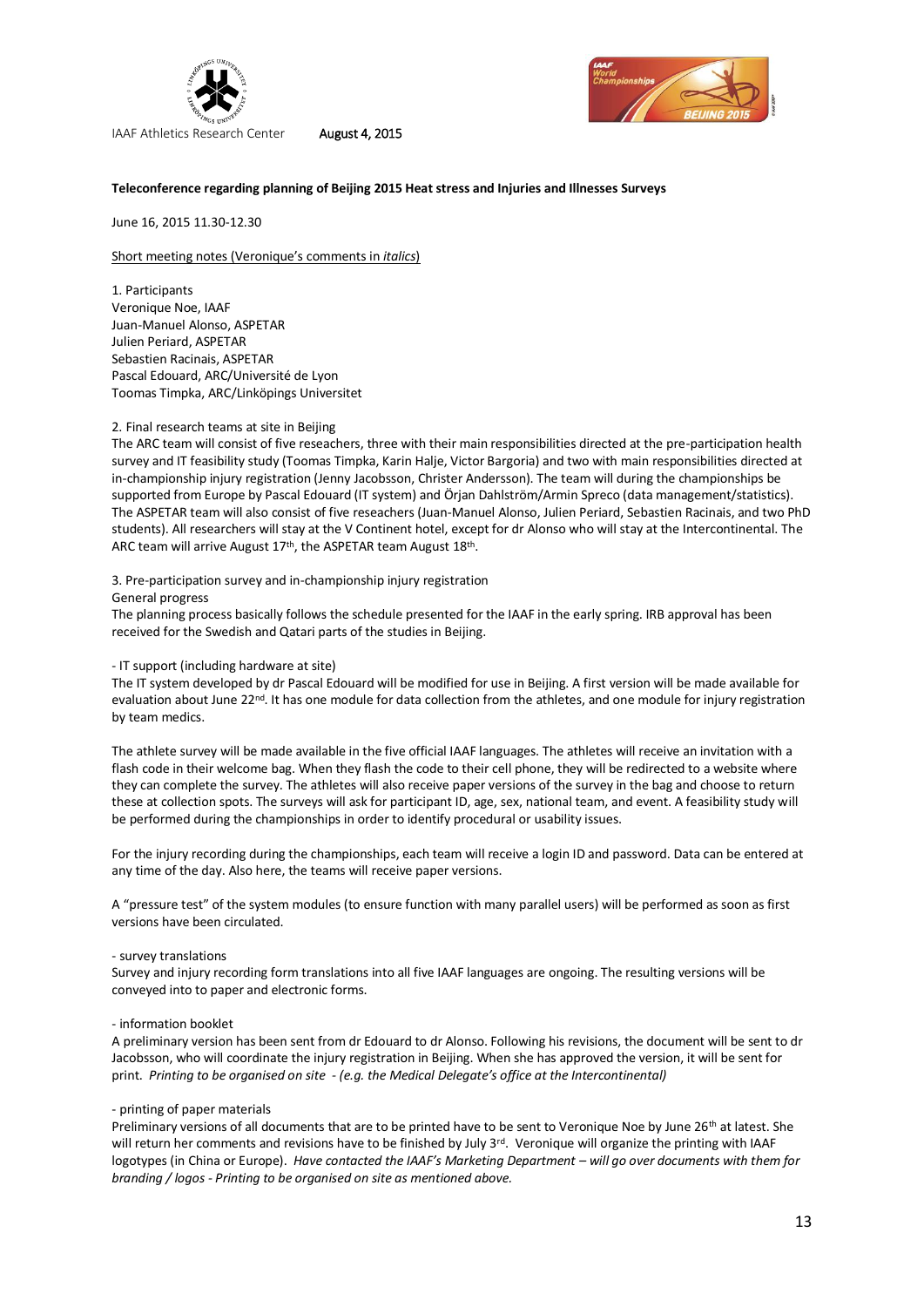IAAF Athletics Research Center August 4, 2015

**Teleconference regarding planning of Beijing 2015 Heat stress and Injuries and Illnesses Surveys**

June 16, 2015 11.30-12.30

Short meeting notes (Veronique's comments in *italics*)

1. Participants
Veronique Noe, IAAF
Juan-Manuel Alonso, ASPETAR
Julien Periard, ASPETAR
Sebastien Racinais, ASPETAR
Pascal Edouard, ARC/Université de Lyon
Toomas Timpka, ARC/Linköpings Universitet

2. Final research teams at site in Beijing

The ARC team will consist of five reseachers, three with their main responsibilities directed at the pre-participation health survey and IT feasibility study (Toomas Timpka, Karin Halje, Victor Bargoria) and two with main responsibilities directed at in-championship injury registration (Jenny Jacobsson, Christer Andersson). The team will during the championships be supported from Europe by Pascal Edouard (IT system) and Örjan Dahlström/Armin Spreco (data management/statistics). The ASPETAR team will also consist of five reseachers (Juan-Manuel Alonso, Julien Periard, Sebastien Racinais, and two PhD students). All researchers will stay at the V Continent hotel, except for dr Alonso who will stay at the Intercontinental. The ARC team will arrive August 17th, the ASPETAR team August 18th.

3. Pre-participation survey and in-championship injury registration

General progress

The planning process basically follows the schedule presented for the IAAF in the early spring. IRB approval has been received for the Swedish and Qatari parts of the studies in Beijing.

- IT support (including hardware at site)

The IT system developed by dr Pascal Edouard will be modified for use in Beijing. A first version will be made available for evaluation about June 22nd. It has one module for data collection from the athletes, and one module for injury registration by team medics.

The athlete survey will be made available in the five official IAAF languages. The athletes will receive an invitation with a flash code in their welcome bag. When they flash the code to their cell phone, they will be redirected to a website where they can complete the survey. The athletes will also receive paper versions of the survey in the bag and choose to return these at collection spots. The surveys will ask for participant ID, age, sex, national team, and event. A feasibility study will be performed during the championships in order to identify procedural or usability issues.

For the injury recording during the championships, each team will receive a login ID and password. Data can be entered at any time of the day. Also here, the teams will receive paper versions.

A "pressure test" of the system modules (to ensure function with many parallel users) will be performed as soon as first versions have been circulated.

- survey translations

Survey and injury recording form translations into all five IAAF languages are ongoing. The resulting versions will be conveyed into to paper and electronic forms.

- information booklet

A preliminary version has been sent from dr Edouard to dr Alonso. Following his revisions, the document will be sent to dr Jacobsson, who will coordinate the injury registration in Beijing. When she has approved the version, it will be sent for print. *Printing to be organised on site - (e.g. the Medical Delegate's office at the Intercontinental)*

- printing of paper materials

Preliminary versions of all documents that are to be printed have to be sent to Veronique Noe by June 26th at latest. She will return her comments and revisions have to be finished by July 3rd. Veronique will organize the printing with IAAF logotypes (in China or Europe). *Have contacted the IAAF's Marketing Department – will go over documents with them for branding / logos - Printing to be organised on site as mentioned above.*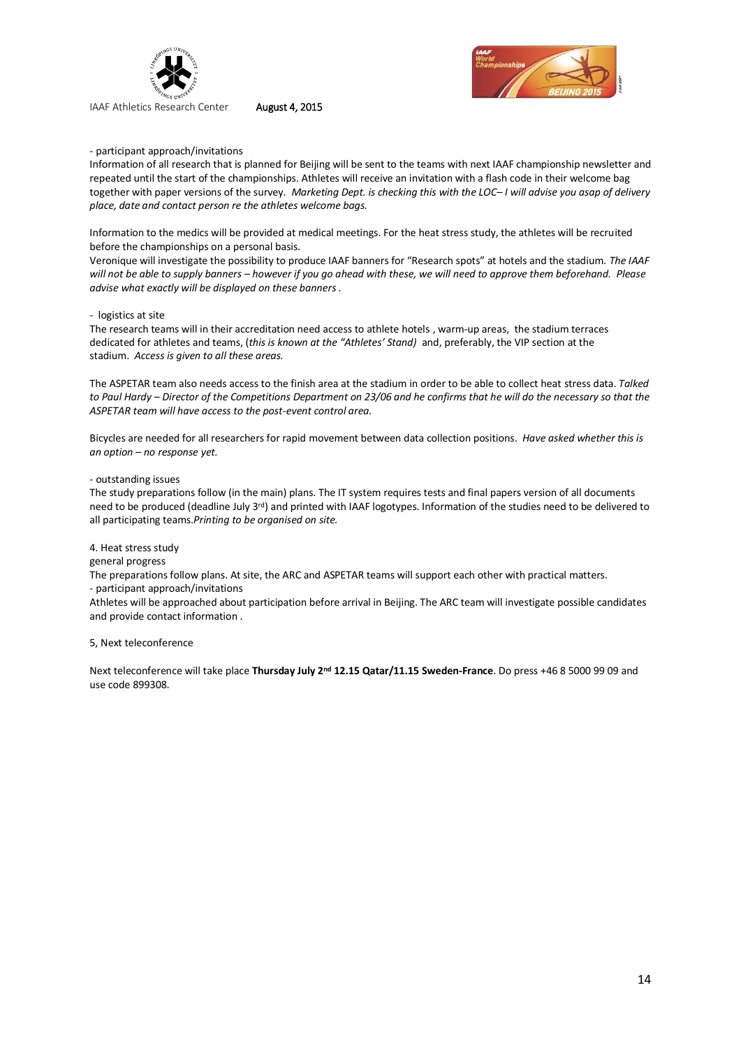- participant approach/invitations

Information of all research that is planned for Beijing will be sent to the teams with next IAAF championship newsletter and repeated until the start of the championships. Athletes will receive an invitation with a flash code in their welcome bag together with paper versions of the survey. *Marketing Dept. is checking this with the LOC– I will advise you asap of delivery place, date and contact person re the athletes welcome bags.*

Information to the medics will be provided at medical meetings. For the heat stress study, the athletes will be recruited before the championships on a personal basis.

Veronique will investigate the possibility to produce IAAF banners for "Research spots" at hotels and the stadium. *The IAAF will not be able to supply banners – however if you go ahead with these, we will need to approve them beforehand. Please advise what exactly will be displayed on these banners .*

- logistics at site

The research teams will in their accreditation need access to athlete hotels , warm-up areas, the stadium terraces dedicated for athletes and teams, (*this is known at the "Athletes' Stand)* and, preferably, the VIP section at the stadium. *Access is given to all these areas.*

The ASPETAR team also needs access to the finish area at the stadium in order to be able to collect heat stress data. *Talked to Paul Hardy – Director of the Competitions Department on 23/06 and he confirms that he will do the necessary so that the ASPETAR team will have access to the post-event control area.*

Bicycles are needed for all researchers for rapid movement between data collection positions. *Have asked whether this is an option – no response yet.*

- outstanding issues

The study preparations follow (in the main) plans. The IT system requires tests and final papers version of all documents need to be produced (deadline July 3rd) and printed with IAAF logotypes. Information of the studies need to be delivered to all participating teams.*Printing to be organised on site.*

4. Heat stress study

general progress

The preparations follow plans. At site, the ARC and ASPETAR teams will support each other with practical matters.

- participant approach/invitations

Athletes will be approached about participation before arrival in Beijing. The ARC team will investigate possible candidates and provide contact information .

5, Next teleconference

Next teleconference will take place **Thursday July 2nd 12.15 Qatar/11.15 Sweden-France**. Do press +46 8 5000 99 09 and use code 899308.